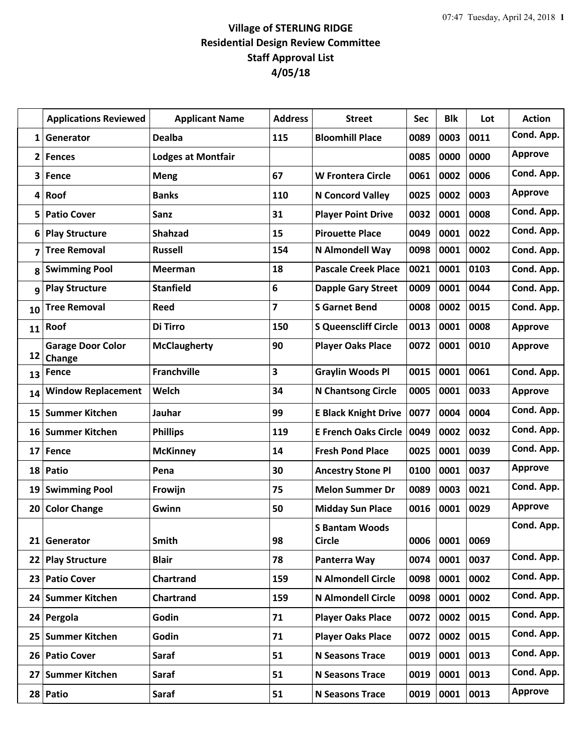# Village of STERLING RIDGE
## Residential Design Review Committee
## Staff Approval List
## 4/05/18

| | Applications Reviewed | Applicant Name | Address | Street | Sec | Blk | Lot | Action |
|---|---|---|---|---|---|---|---|---|
| 1 | Generator | Dealba | 115 | Bloomhill Place | 0089 | 0003 | 0011 | Cond. App. |
| 2 | Fences | Lodges at Montfair | | | 0085 | 0000 | 0000 | Approve |
| 3 | Fence | Meng | 67 | W Frontera Circle | 0061 | 0002 | 0006 | Cond. App. |
| 4 | Roof | Banks | 110 | N Concord Valley | 0025 | 0002 | 0003 | Approve |
| 5 | Patio Cover | Sanz | 31 | Player Point Drive | 0032 | 0001 | 0008 | Cond. App. |
| 6 | Play Structure | Shahzad | 15 | Pirouette Place | 0049 | 0001 | 0022 | Cond. App. |
| 7 | Tree Removal | Russell | 154 | N Almondell Way | 0098 | 0001 | 0002 | Cond. App. |
| 8 | Swimming Pool | Meerman | 18 | Pascale Creek Place | 0021 | 0001 | 0103 | Cond. App. |
| 9 | Play Structure | Stanfield | 6 | Dapple Gary Street | 0009 | 0001 | 0044 | Cond. App. |
| 10 | Tree Removal | Reed | 7 | S Garnet Bend | 0008 | 0002 | 0015 | Cond. App. |
| 11 | Roof | Di Tirro | 150 | S Queenscliff Circle | 0013 | 0001 | 0008 | Approve |
| 12 | Garage Door Color Change | McClaugherty | 90 | Player Oaks Place | 0072 | 0001 | 0010 | Approve |
| 13 | Fence | Franchville | 3 | Graylin Woods Pl | 0015 | 0001 | 0061 | Cond. App. |
| 14 | Window Replacement | Welch | 34 | N Chantsong Circle | 0005 | 0001 | 0033 | Approve |
| 15 | Summer Kitchen | Jauhar | 99 | E Black Knight Drive | 0077 | 0004 | 0004 | Cond. App. |
| 16 | Summer Kitchen | Phillips | 119 | E French Oaks Circle | 0049 | 0002 | 0032 | Cond. App. |
| 17 | Fence | McKinney | 14 | Fresh Pond Place | 0025 | 0001 | 0039 | Cond. App. |
| 18 | Patio | Pena | 30 | Ancestry Stone Pl | 0100 | 0001 | 0037 | Approve |
| 19 | Swimming Pool | Frowijn | 75 | Melon Summer Dr | 0089 | 0003 | 0021 | Cond. App. |
| 20 | Color Change | Gwinn | 50 | Midday Sun Place | 0016 | 0001 | 0029 | Approve |
| 21 | Generator | Smith | 98 | S Bantam Woods Circle | 0006 | 0001 | 0069 | Cond. App. |
| 22 | Play Structure | Blair | 78 | Panterra Way | 0074 | 0001 | 0037 | Cond. App. |
| 23 | Patio Cover | Chartrand | 159 | N Almondell Circle | 0098 | 0001 | 0002 | Cond. App. |
| 24 | Summer Kitchen | Chartrand | 159 | N Almondell Circle | 0098 | 0001 | 0002 | Cond. App. |
| 24 | Pergola | Godin | 71 | Player Oaks Place | 0072 | 0002 | 0015 | Cond. App. |
| 25 | Summer Kitchen | Godin | 71 | Player Oaks Place | 0072 | 0002 | 0015 | Cond. App. |
| 26 | Patio Cover | Saraf | 51 | N Seasons Trace | 0019 | 0001 | 0013 | Cond. App. |
| 27 | Summer Kitchen | Saraf | 51 | N Seasons Trace | 0019 | 0001 | 0013 | Cond. App. |
| 28 | Patio | Saraf | 51 | N Seasons Trace | 0019 | 0001 | 0013 | Approve |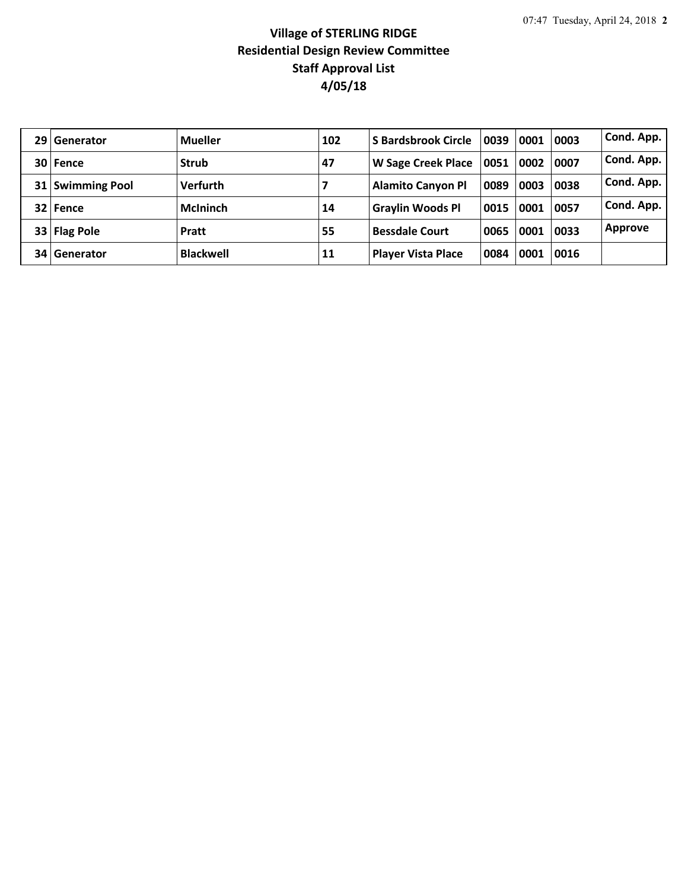**Village of STERLING RIDGE**
**Residential Design Review Committee**
**Staff Approval List**
**4/05/18**

| | | | | | | | | |
|---|---|---|---|---|---|---|---|---|
| 29 | Generator | Mueller | 102 | S Bardsbrook Circle | 0039 | 0001 | 0003 | Cond. App. |
| 30 | Fence | Strub | 47 | W Sage Creek Place | 0051 | 0002 | 0007 | Cond. App. |
| 31 | Swimming Pool | Verfurth | 7 | Alamito Canyon Pl | 0089 | 0003 | 0038 | Cond. App. |
| 32 | Fence | McIninch | 14 | Graylin Woods Pl | 0015 | 0001 | 0057 | Cond. App. |
| 33 | Flag Pole | Pratt | 55 | Bessdale Court | 0065 | 0001 | 0033 | Approve |
| 34 | Generator | Blackwell | 11 | Player Vista Place | 0084 | 0001 | 0016 | |